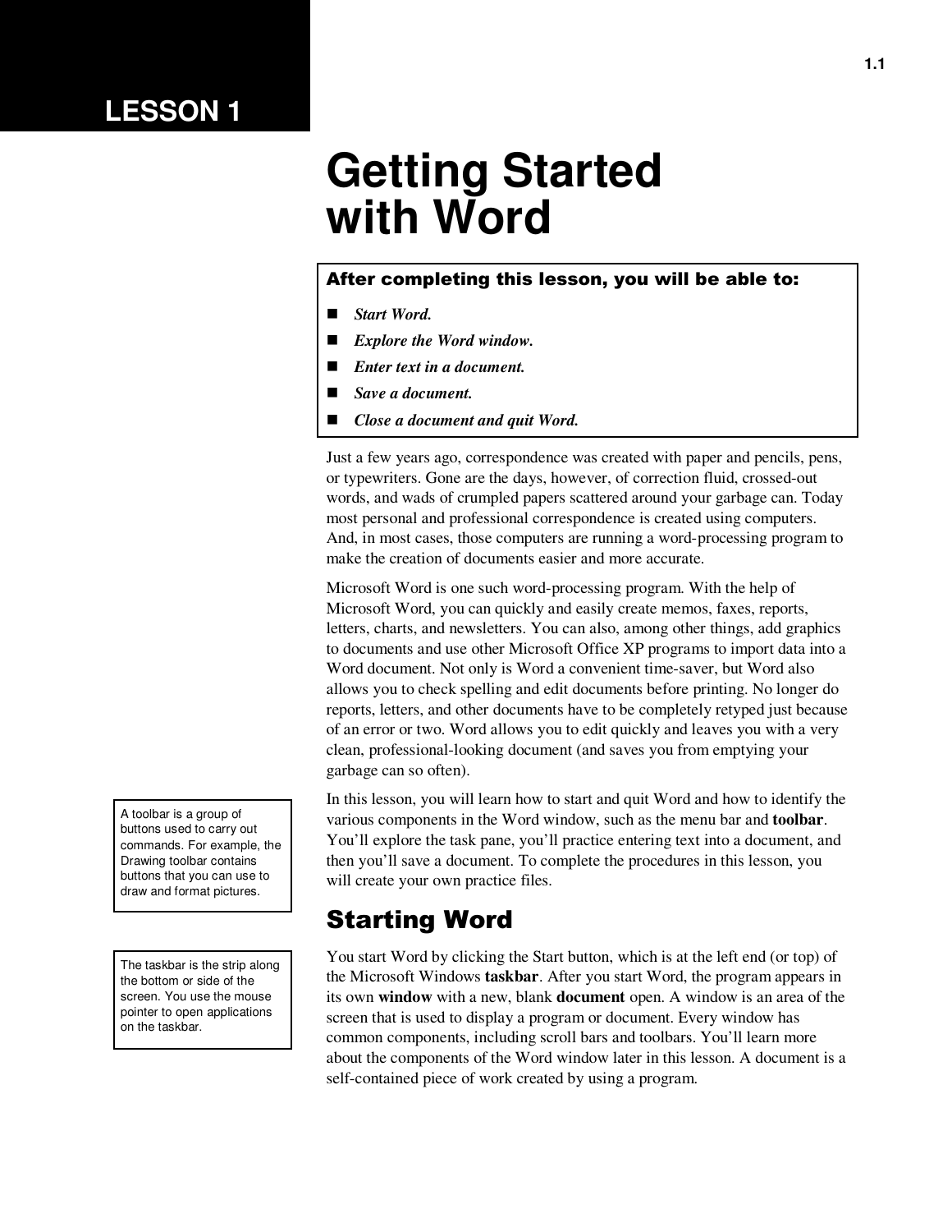# LESSON 1

# Getting Started with Word

**After completing this lesson, you will be able to:**

- ***Start Word.***
- ***Explore the Word window.***
- ***Enter text in a document.***
- ***Save a document.***
- ***Close a document and quit Word.***

Just a few years ago, correspondence was created with paper and pencils, pens, or typewriters. Gone are the days, however, of correction fluid, crossed-out words, and wads of crumpled papers scattered around your garbage can. Today most personal and professional correspondence is created using computers. And, in most cases, those computers are running a word-processing program to make the creation of documents easier and more accurate.

Microsoft Word is one such word-processing program. With the help of Microsoft Word, you can quickly and easily create memos, faxes, reports, letters, charts, and newsletters. You can also, among other things, add graphics to documents and use other Microsoft Office XP programs to import data into a Word document. Not only is Word a convenient time-saver, but Word also allows you to check spelling and edit documents before printing. No longer do reports, letters, and other documents have to be completely retyped just because of an error or two. Word allows you to edit quickly and leaves you with a very clean, professional-looking document (and saves you from emptying your garbage can so often).

In this lesson, you will learn how to start and quit Word and how to identify the various components in the Word window, such as the menu bar and **toolbar**. You'll explore the task pane, you'll practice entering text into a document, and then you'll save a document. To complete the procedures in this lesson, you will create your own practice files.

> A toolbar is a group of buttons used to carry out commands. For example, the Drawing toolbar contains buttons that you can use to draw and format pictures.

## Starting Word

You start Word by clicking the Start button, which is at the left end (or top) of the Microsoft Windows **taskbar**. After you start Word, the program appears in its own **window** with a new, blank **document** open. A window is an area of the screen that is used to display a program or document. Every window has common components, including scroll bars and toolbars. You'll learn more about the components of the Word window later in this lesson. A document is a self-contained piece of work created by using a program.

> The taskbar is the strip along the bottom or side of the screen. You use the mouse pointer to open applications on the taskbar.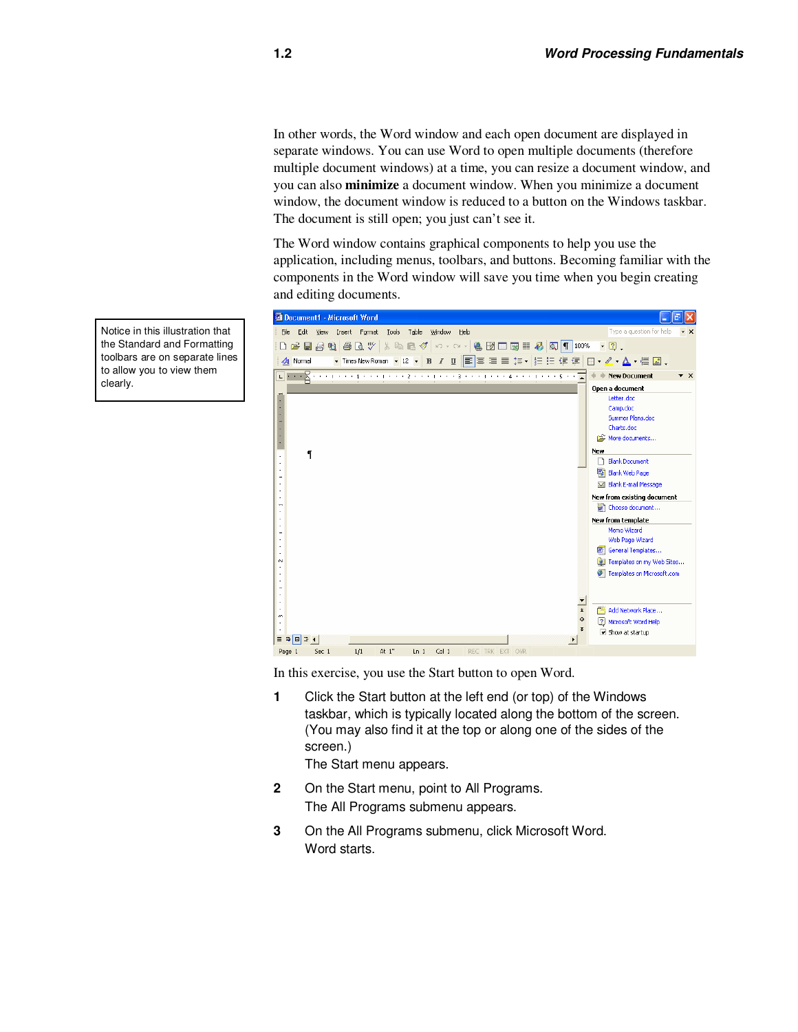In other words, the Word window and each open document are displayed in separate windows. You can use Word to open multiple documents (therefore multiple document windows) at a time, you can resize a document window, and you can also **minimize** a document window. When you minimize a document window, the document window is reduced to a button on the Windows taskbar. The document is still open; you just can't see it.

The Word window contains graphical components to help you use the application, including menus, toolbars, and buttons. Becoming familiar with the components in the Word window will save you time when you begin creating and editing documents.

Notice in this illustration that the Standard and Formatting toolbars are on separate lines to allow you to view them clearly.

In this exercise, you use the Start button to open Word.

1. Click the Start button at the left end (or top) of the Windows taskbar, which is typically located along the bottom of the screen. (You may also find it at the top or along one of the sides of the screen.)
   The Start menu appears.
2. On the Start menu, point to All Programs.
   The All Programs submenu appears.
3. On the All Programs submenu, click Microsoft Word.
   Word starts.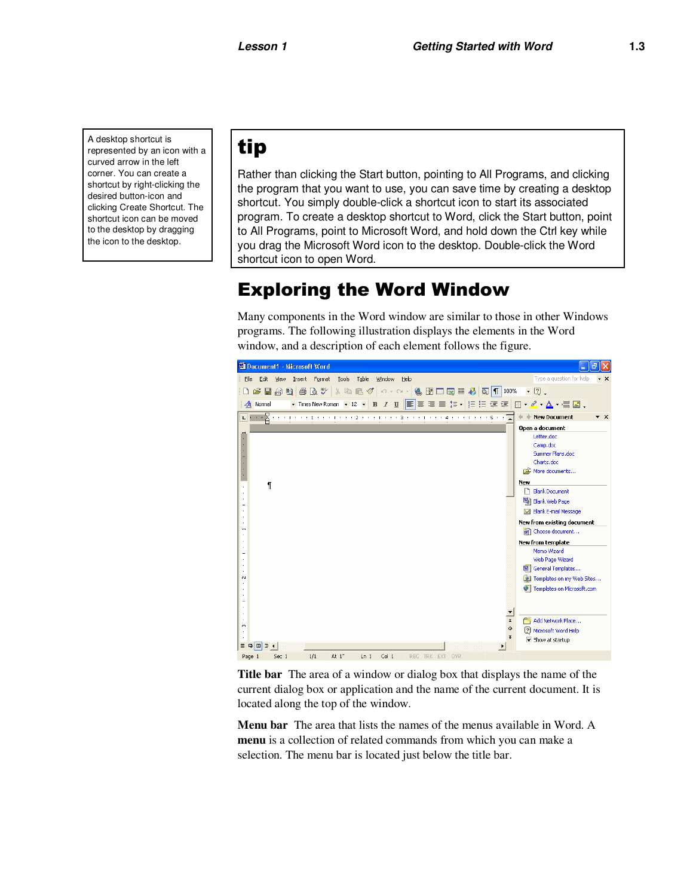A desktop shortcut is represented by an icon with a curved arrow in the left corner. You can create a shortcut by right-clicking the desired button-icon and clicking Create Shortcut. The shortcut icon can be moved to the desktop by dragging the icon to the desktop.

**tip**

Rather than clicking the Start button, pointing to All Programs, and clicking the program that you want to use, you can save time by creating a desktop shortcut. You simply double-click a shortcut icon to start its associated program. To create a desktop shortcut to Word, click the Start button, point to All Programs, point to Microsoft Word, and hold down the Ctrl key while you drag the Microsoft Word icon to the desktop. Double-click the Word shortcut icon to open Word.

## Exploring the Word Window

Many components in the Word window are similar to those in other Windows programs. The following illustration displays the elements in the Word window, and a description of each element follows the figure.

**Title bar** The area of a window or dialog box that displays the name of the current dialog box or application and the name of the current document. It is located along the top of the window.

**Menu bar** The area that lists the names of the menus available in Word. A **menu** is a collection of related commands from which you can make a selection. The menu bar is located just below the title bar.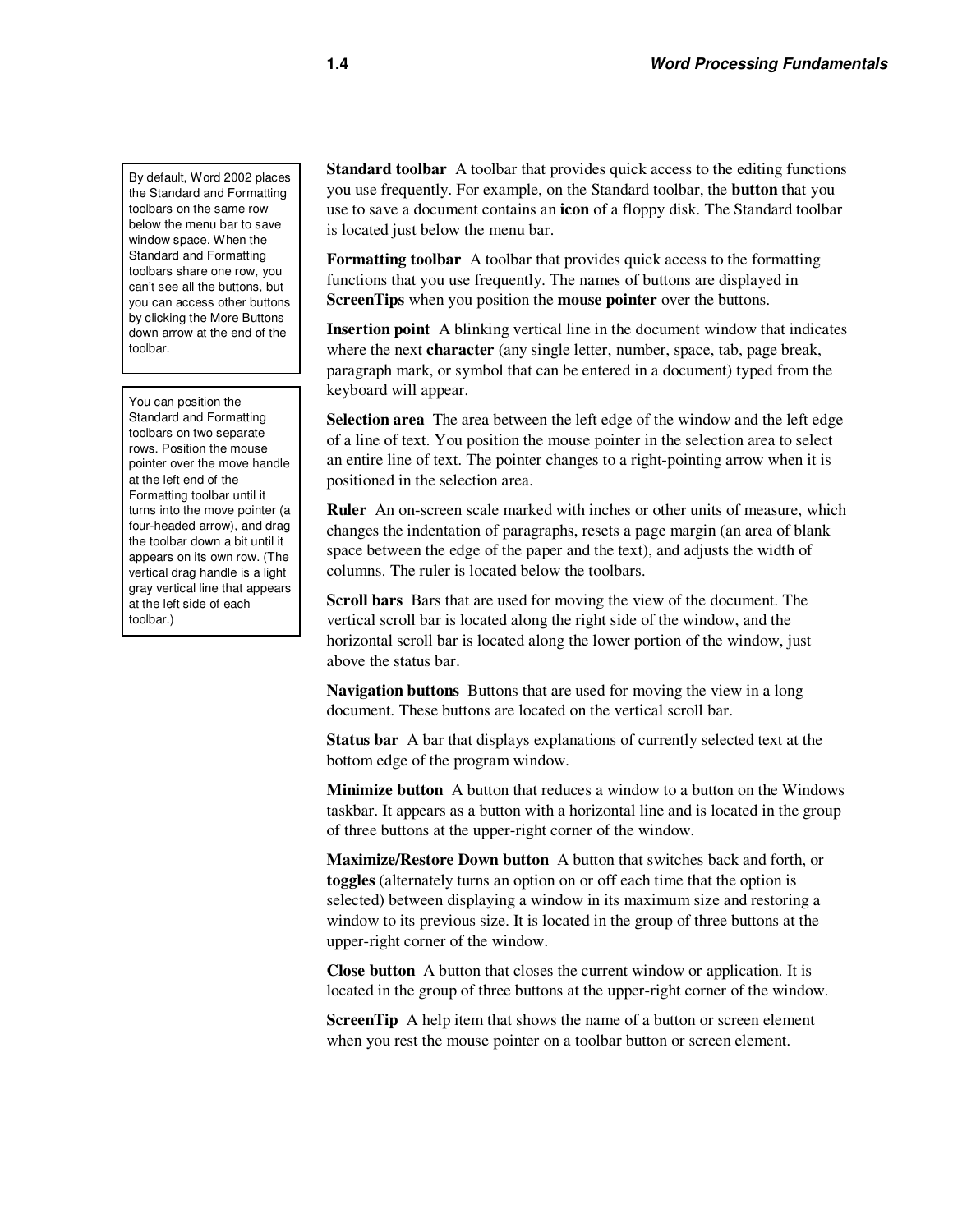> By default, Word 2002 places the Standard and Formatting toolbars on the same row below the menu bar to save window space. When the Standard and Formatting toolbars share one row, you can't see all the buttons, but you can access other buttons by clicking the More Buttons down arrow at the end of the toolbar.

> You can position the Standard and Formatting toolbars on two separate rows. Position the mouse pointer over the move handle at the left end of the Formatting toolbar until it turns into the move pointer (a four-headed arrow), and drag the toolbar down a bit until it appears on its own row. (The vertical drag handle is a light gray vertical line that appears at the left side of each toolbar.)

**Standard toolbar** A toolbar that provides quick access to the editing functions you use frequently. For example, on the Standard toolbar, the **button** that you use to save a document contains an **icon** of a floppy disk. The Standard toolbar is located just below the menu bar.

**Formatting toolbar** A toolbar that provides quick access to the formatting functions that you use frequently. The names of buttons are displayed in **ScreenTips** when you position the **mouse pointer** over the buttons.

**Insertion point** A blinking vertical line in the document window that indicates where the next **character** (any single letter, number, space, tab, page break, paragraph mark, or symbol that can be entered in a document) typed from the keyboard will appear.

**Selection area** The area between the left edge of the window and the left edge of a line of text. You position the mouse pointer in the selection area to select an entire line of text. The pointer changes to a right-pointing arrow when it is positioned in the selection area.

**Ruler** An on-screen scale marked with inches or other units of measure, which changes the indentation of paragraphs, resets a page margin (an area of blank space between the edge of the paper and the text), and adjusts the width of columns. The ruler is located below the toolbars.

**Scroll bars** Bars that are used for moving the view of the document. The vertical scroll bar is located along the right side of the window, and the horizontal scroll bar is located along the lower portion of the window, just above the status bar.

**Navigation buttons** Buttons that are used for moving the view in a long document. These buttons are located on the vertical scroll bar.

**Status bar** A bar that displays explanations of currently selected text at the bottom edge of the program window.

**Minimize button** A button that reduces a window to a button on the Windows taskbar. It appears as a button with a horizontal line and is located in the group of three buttons at the upper-right corner of the window.

**Maximize/Restore Down button** A button that switches back and forth, or **toggles** (alternately turns an option on or off each time that the option is selected) between displaying a window in its maximum size and restoring a window to its previous size. It is located in the group of three buttons at the upper-right corner of the window.

**Close button** A button that closes the current window or application. It is located in the group of three buttons at the upper-right corner of the window.

**ScreenTip** A help item that shows the name of a button or screen element when you rest the mouse pointer on a toolbar button or screen element.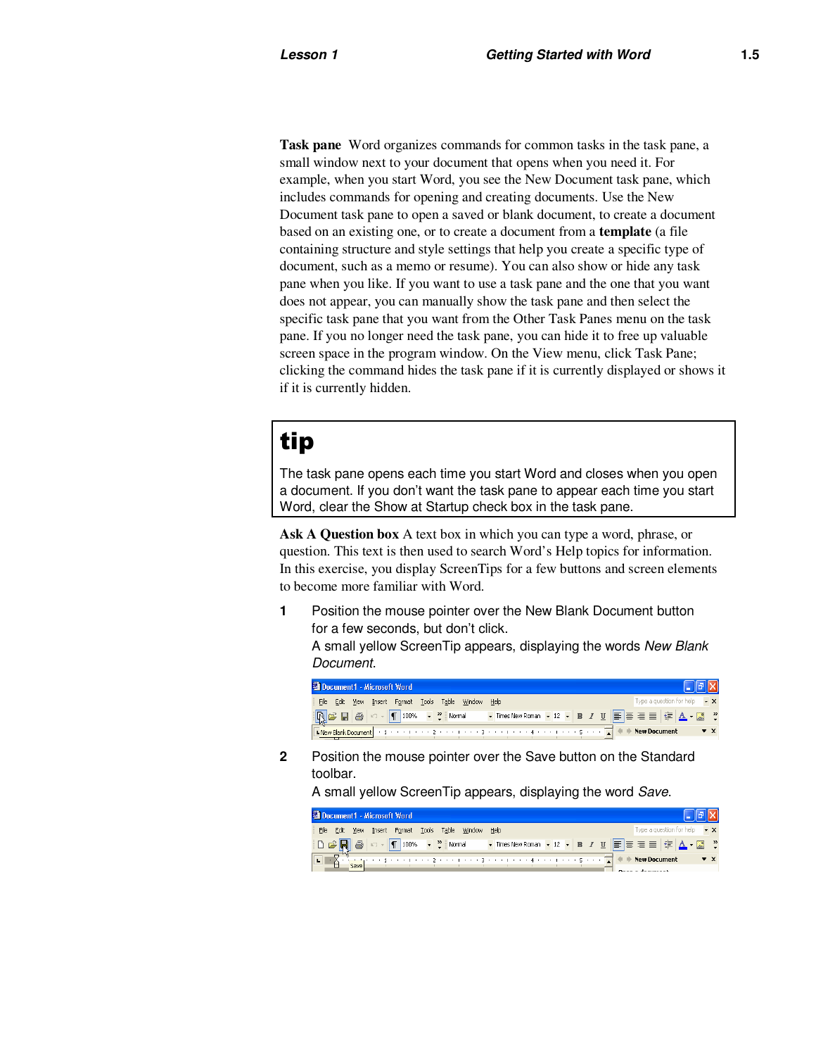**Task pane** Word organizes commands for common tasks in the task pane, a small window next to your document that opens when you need it. For example, when you start Word, you see the New Document task pane, which includes commands for opening and creating documents. Use the New Document task pane to open a saved or blank document, to create a document based on an existing one, or to create a document from a **template** (a file containing structure and style settings that help you create a specific type of document, such as a memo or resume). You can also show or hide any task pane when you like. If you want to use a task pane and the one that you want does not appear, you can manually show the task pane and then select the specific task pane that you want from the Other Task Panes menu on the task pane. If you no longer need the task pane, you can hide it to free up valuable screen space in the program window. On the View menu, click Task Pane; clicking the command hides the task pane if it is currently displayed or shows it if it is currently hidden.

> **tip**
>
> The task pane opens each time you start Word and closes when you open a document. If you don't want the task pane to appear each time you start Word, clear the Show at Startup check box in the task pane.

**Ask A Question box** A text box in which you can type a word, phrase, or question. This text is then used to search Word's Help topics for information.

In this exercise, you display ScreenTips for a few buttons and screen elements to become more familiar with Word.

1. Position the mouse pointer over the New Blank Document button for a few seconds, but don't click.
   A small yellow ScreenTip appears, displaying the words *New Blank Document*.

2. Position the mouse pointer over the Save button on the Standard toolbar.
   A small yellow ScreenTip appears, displaying the word *Save*.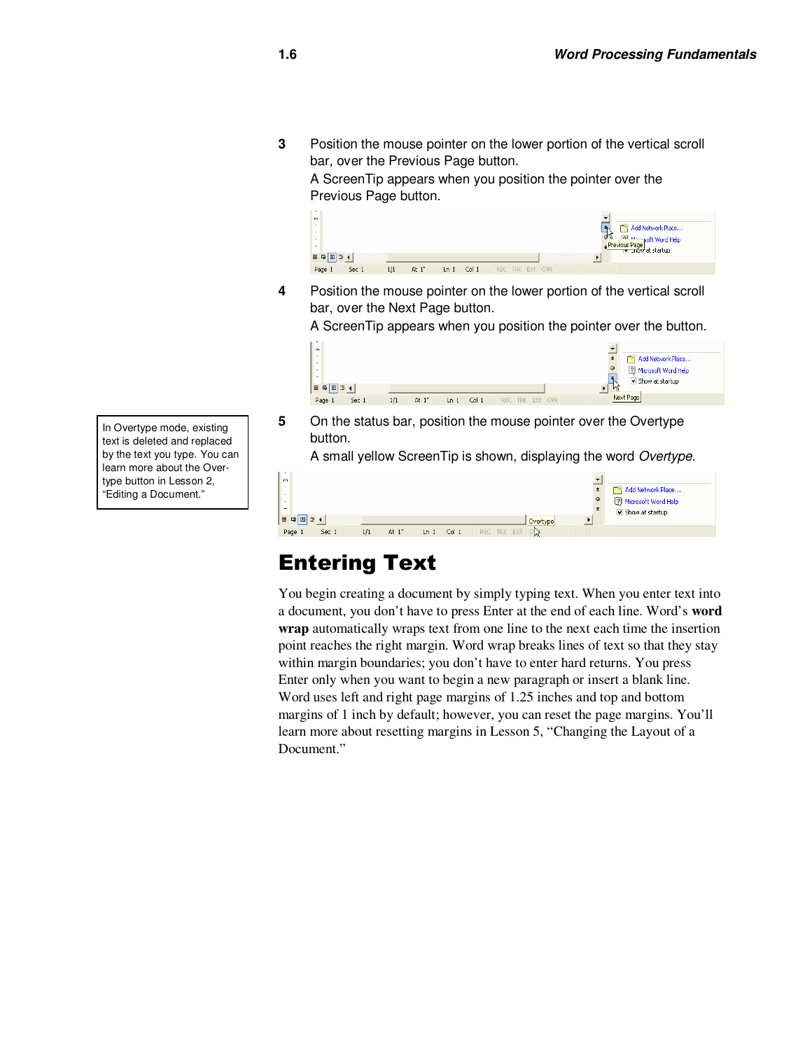3 Position the mouse pointer on the lower portion of the vertical scroll bar, over the Previous Page button.

   A ScreenTip appears when you position the pointer over the Previous Page button.

4 Position the mouse pointer on the lower portion of the vertical scroll bar, over the Next Page button.

   A ScreenTip appears when you position the pointer over the button.

5 On the status bar, position the mouse pointer over the Overtype button.

   A small yellow ScreenTip is shown, displaying the word *Overtype*.

> In Overtype mode, existing text is deleted and replaced by the text you type. You can learn more about the Overtype button in Lesson 2, "Editing a Document."

## Entering Text

You begin creating a document by simply typing text. When you enter text into a document, you don't have to press Enter at the end of each line. Word's **word wrap** automatically wraps text from one line to the next each time the insertion point reaches the right margin. Word wrap breaks lines of text so that they stay within margin boundaries; you don't have to enter hard returns. You press Enter only when you want to begin a new paragraph or insert a blank line. Word uses left and right page margins of 1.25 inches and top and bottom margins of 1 inch by default; however, you can reset the page margins. You'll learn more about resetting margins in Lesson 5, "Changing the Layout of a Document."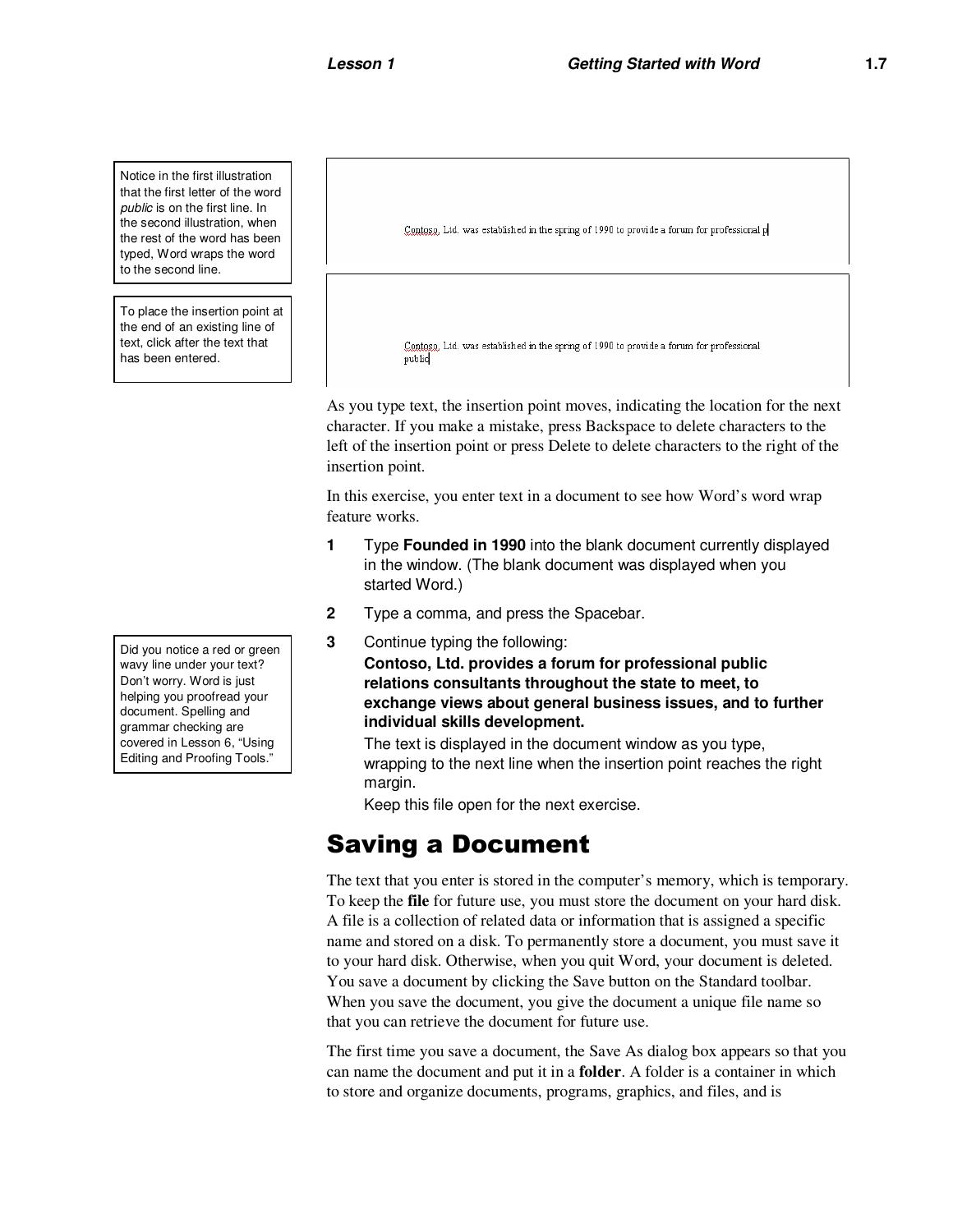Notice in the first illustration that the first letter of the word *public* is on the first line. In the second illustration, when the rest of the word has been typed, Word wraps the word to the second line.

To place the insertion point at the end of an existing line of text, click after the text that has been entered.

Contoso, Ltd. was established in the spring of 1990 to provide a forum for professional p

Contoso, Ltd. was established in the spring of 1990 to provide a forum for professional public

As you type text, the insertion point moves, indicating the location for the next character. If you make a mistake, press Backspace to delete characters to the left of the insertion point or press Delete to delete characters to the right of the insertion point.

In this exercise, you enter text in a document to see how Word's word wrap feature works.

1. Type **Founded in 1990** into the blank document currently displayed in the window. (The blank document was displayed when you started Word.)
2. Type a comma, and press the Spacebar.
3. Continue typing the following:
   **Contoso, Ltd. provides a forum for professional public relations consultants throughout the state to meet, to exchange views about general business issues, and to further individual skills development.**
   The text is displayed in the document window as you type, wrapping to the next line when the insertion point reaches the right margin.
   Keep this file open for the next exercise.

Did you notice a red or green wavy line under your text? Don't worry. Word is just helping you proofread your document. Spelling and grammar checking are covered in Lesson 6, "Using Editing and Proofing Tools."

## Saving a Document

The text that you enter is stored in the computer's memory, which is temporary. To keep the **file** for future use, you must store the document on your hard disk. A file is a collection of related data or information that is assigned a specific name and stored on a disk. To permanently store a document, you must save it to your hard disk. Otherwise, when you quit Word, your document is deleted. You save a document by clicking the Save button on the Standard toolbar. When you save the document, you give the document a unique file name so that you can retrieve the document for future use.

The first time you save a document, the Save As dialog box appears so that you can name the document and put it in a **folder**. A folder is a container in which to store and organize documents, programs, graphics, and files, and is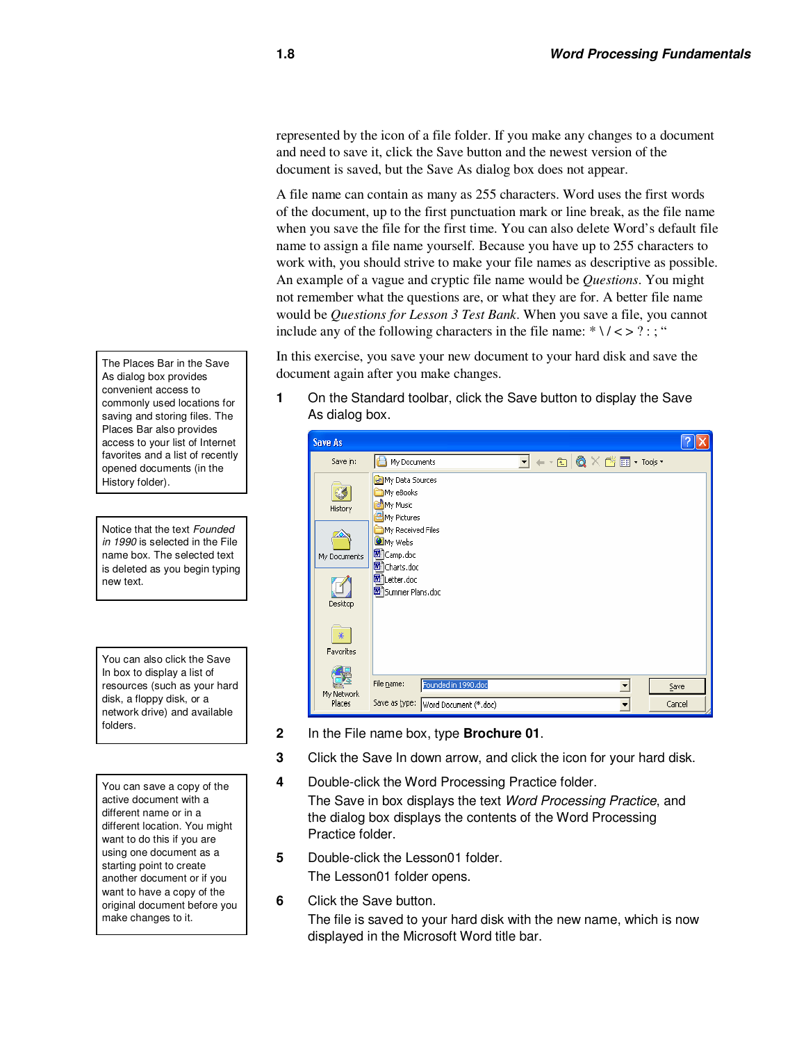represented by the icon of a file folder. If you make any changes to a document and need to save it, click the Save button and the newest version of the document is saved, but the Save As dialog box does not appear.

A file name can contain as many as 255 characters. Word uses the first words of the document, up to the first punctuation mark or line break, as the file name when you save the file for the first time. You can also delete Word's default file name to assign a file name yourself. Because you have up to 255 characters to work with, you should strive to make your file names as descriptive as possible. An example of a vague and cryptic file name would be *Questions*. You might not remember what the questions are, or what they are for. A better file name would be *Questions for Lesson 3 Test Bank*. When you save a file, you cannot include any of the following characters in the file name: * \ / < > ? : ; "

In this exercise, you save your new document to your hard disk and save the document again after you make changes.

> The Places Bar in the Save As dialog box provides convenient access to commonly used locations for saving and storing files. The Places Bar also provides access to your list of Internet favorites and a list of recently opened documents (in the History folder).

> Notice that the text *Founded in 1990* is selected in the File name box. The selected text is deleted as you begin typing new text.

> You can also click the Save In box to display a list of resources (such as your hard disk, a floppy disk, or a network drive) and available folders.

> You can save a copy of the active document with a different name or in a different location. You might want to do this if you are using one document as a starting point to create another document or if you want to have a copy of the original document before you make changes to it.

1. On the Standard toolbar, click the Save button to display the Save As dialog box.

2. In the File name box, type **Brochure 01**.
3. Click the Save In down arrow, and click the icon for your hard disk.
4. Double-click the Word Processing Practice folder.
   The Save in box displays the text *Word Processing Practice*, and the dialog box displays the contents of the Word Processing Practice folder.
5. Double-click the Lesson01 folder.
   The Lesson01 folder opens.
6. Click the Save button.
   The file is saved to your hard disk with the new name, which is now displayed in the Microsoft Word title bar.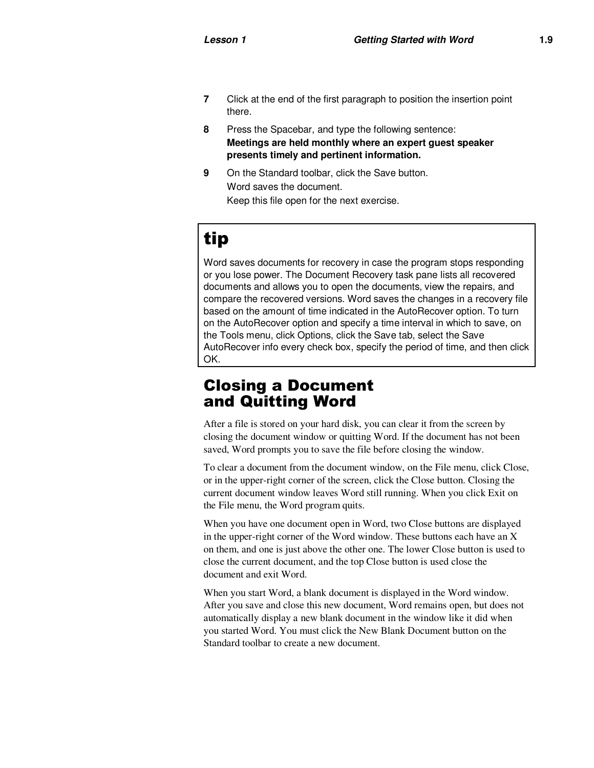7. Click at the end of the first paragraph to position the insertion point there.

8. Press the Spacebar, and type the following sentence:
   **Meetings are held monthly where an expert guest speaker presents timely and pertinent information.**

9. On the Standard toolbar, click the Save button.
   Word saves the document.
   Keep this file open for the next exercise.

> **tip**
>
> Word saves documents for recovery in case the program stops responding or you lose power. The Document Recovery task pane lists all recovered documents and allows you to open the documents, view the repairs, and compare the recovered versions. Word saves the changes in a recovery file based on the amount of time indicated in the AutoRecover option. To turn on the AutoRecover option and specify a time interval in which to save, on the Tools menu, click Options, click the Save tab, select the Save AutoRecover info every check box, specify the period of time, and then click OK.

## Closing a Document and Quitting Word

After a file is stored on your hard disk, you can clear it from the screen by closing the document window or quitting Word. If the document has not been saved, Word prompts you to save the file before closing the window.

To clear a document from the document window, on the File menu, click Close, or in the upper-right corner of the screen, click the Close button. Closing the current document window leaves Word still running. When you click Exit on the File menu, the Word program quits.

When you have one document open in Word, two Close buttons are displayed in the upper-right corner of the Word window. These buttons each have an X on them, and one is just above the other one. The lower Close button is used to close the current document, and the top Close button is used close the document and exit Word.

When you start Word, a blank document is displayed in the Word window. After you save and close this new document, Word remains open, but does not automatically display a new blank document in the window like it did when you started Word. You must click the New Blank Document button on the Standard toolbar to create a new document.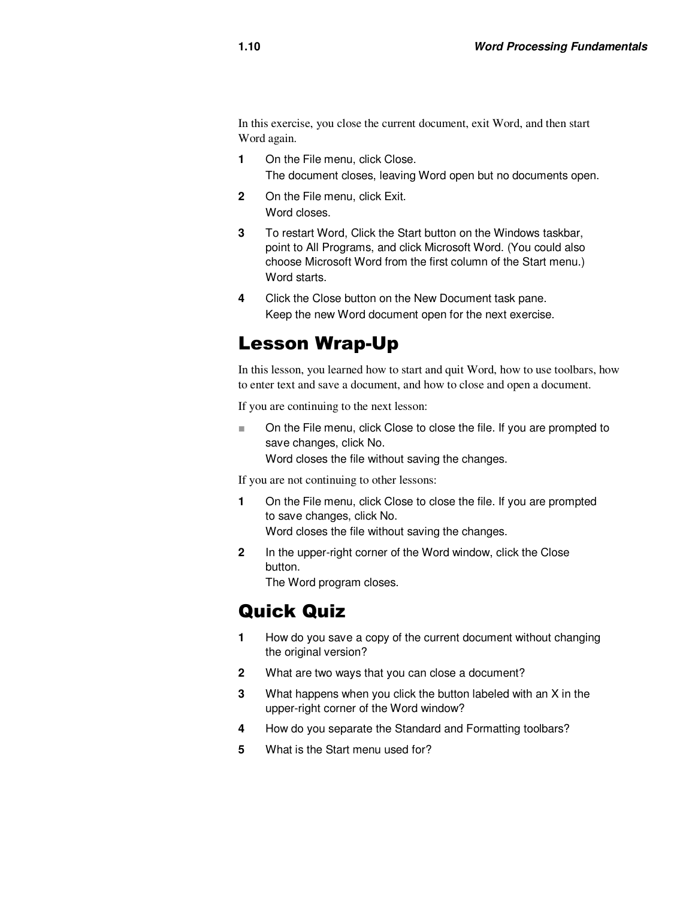In this exercise, you close the current document, exit Word, and then start Word again.

1. On the File menu, click Close.
   The document closes, leaving Word open but no documents open.
2. On the File menu, click Exit.
   Word closes.
3. To restart Word, Click the Start button on the Windows taskbar, point to All Programs, and click Microsoft Word. (You could also choose Microsoft Word from the first column of the Start menu.)
   Word starts.
4. Click the Close button on the New Document task pane.
   Keep the new Word document open for the next exercise.

# Lesson Wrap-Up

In this lesson, you learned how to start and quit Word, how to use toolbars, how to enter text and save a document, and how to close and open a document.

If you are continuing to the next lesson:

- On the File menu, click Close to close the file. If you are prompted to save changes, click No.
  Word closes the file without saving the changes.

If you are not continuing to other lessons:

1. On the File menu, click Close to close the file. If you are prompted to save changes, click No.
   Word closes the file without saving the changes.
2. In the upper-right corner of the Word window, click the Close button.
   The Word program closes.

# Quick Quiz

1. How do you save a copy of the current document without changing the original version?
2. What are two ways that you can close a document?
3. What happens when you click the button labeled with an X in the upper-right corner of the Word window?
4. How do you separate the Standard and Formatting toolbars?
5. What is the Start menu used for?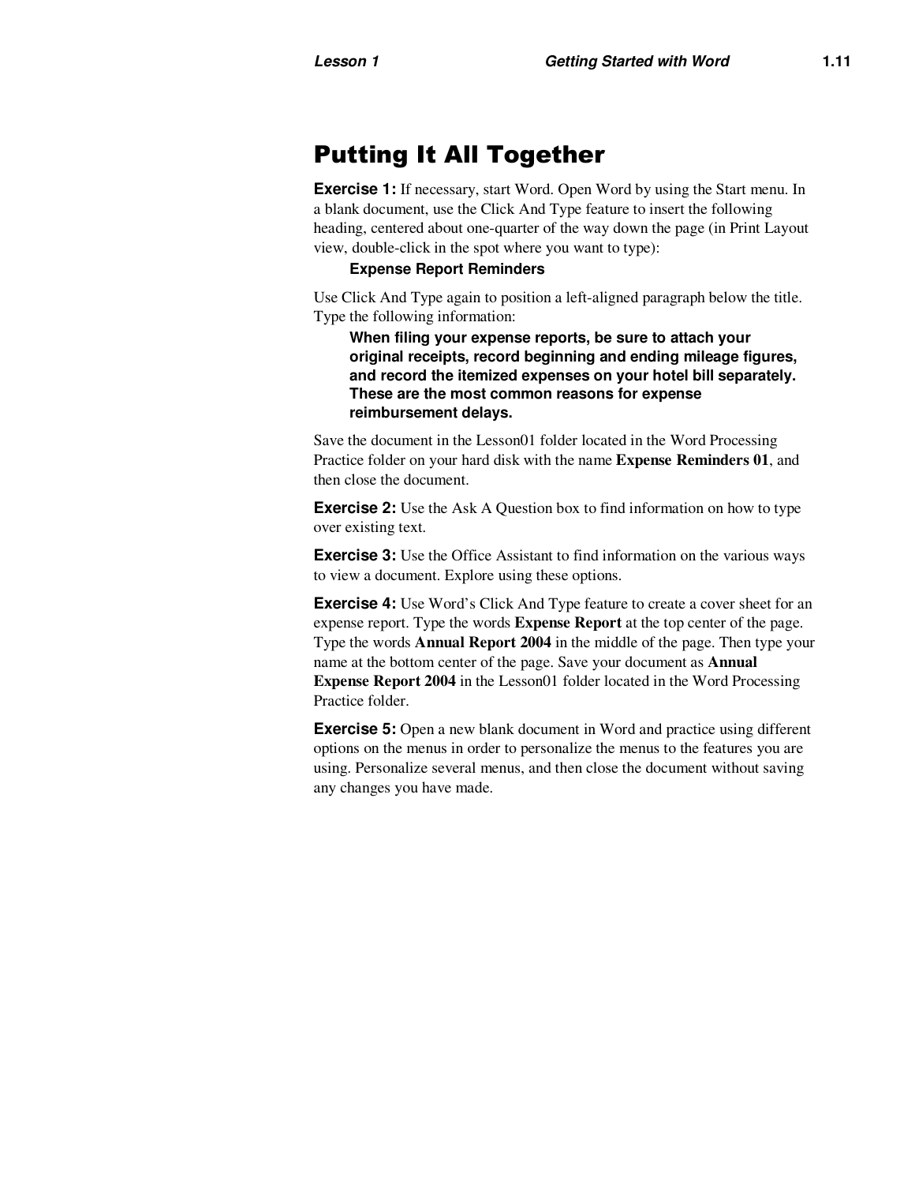## Putting It All Together

**Exercise 1:** If necessary, start Word. Open Word by using the Start menu. In a blank document, use the Click And Type feature to insert the following heading, centered about one-quarter of the way down the page (in Print Layout view, double-click in the spot where you want to type):

> **Expense Report Reminders**

Use Click And Type again to position a left-aligned paragraph below the title. Type the following information:

> **When filing your expense reports, be sure to attach your original receipts, record beginning and ending mileage figures, and record the itemized expenses on your hotel bill separately. These are the most common reasons for expense reimbursement delays.**

Save the document in the Lesson01 folder located in the Word Processing Practice folder on your hard disk with the name **Expense Reminders 01**, and then close the document.

**Exercise 2:** Use the Ask A Question box to find information on how to type over existing text.

**Exercise 3:** Use the Office Assistant to find information on the various ways to view a document. Explore using these options.

**Exercise 4:** Use Word's Click And Type feature to create a cover sheet for an expense report. Type the words **Expense Report** at the top center of the page. Type the words **Annual Report 2004** in the middle of the page. Then type your name at the bottom center of the page. Save your document as **Annual Expense Report 2004** in the Lesson01 folder located in the Word Processing Practice folder.

**Exercise 5:** Open a new blank document in Word and practice using different options on the menus in order to personalize the menus to the features you are using. Personalize several menus, and then close the document without saving any changes you have made.